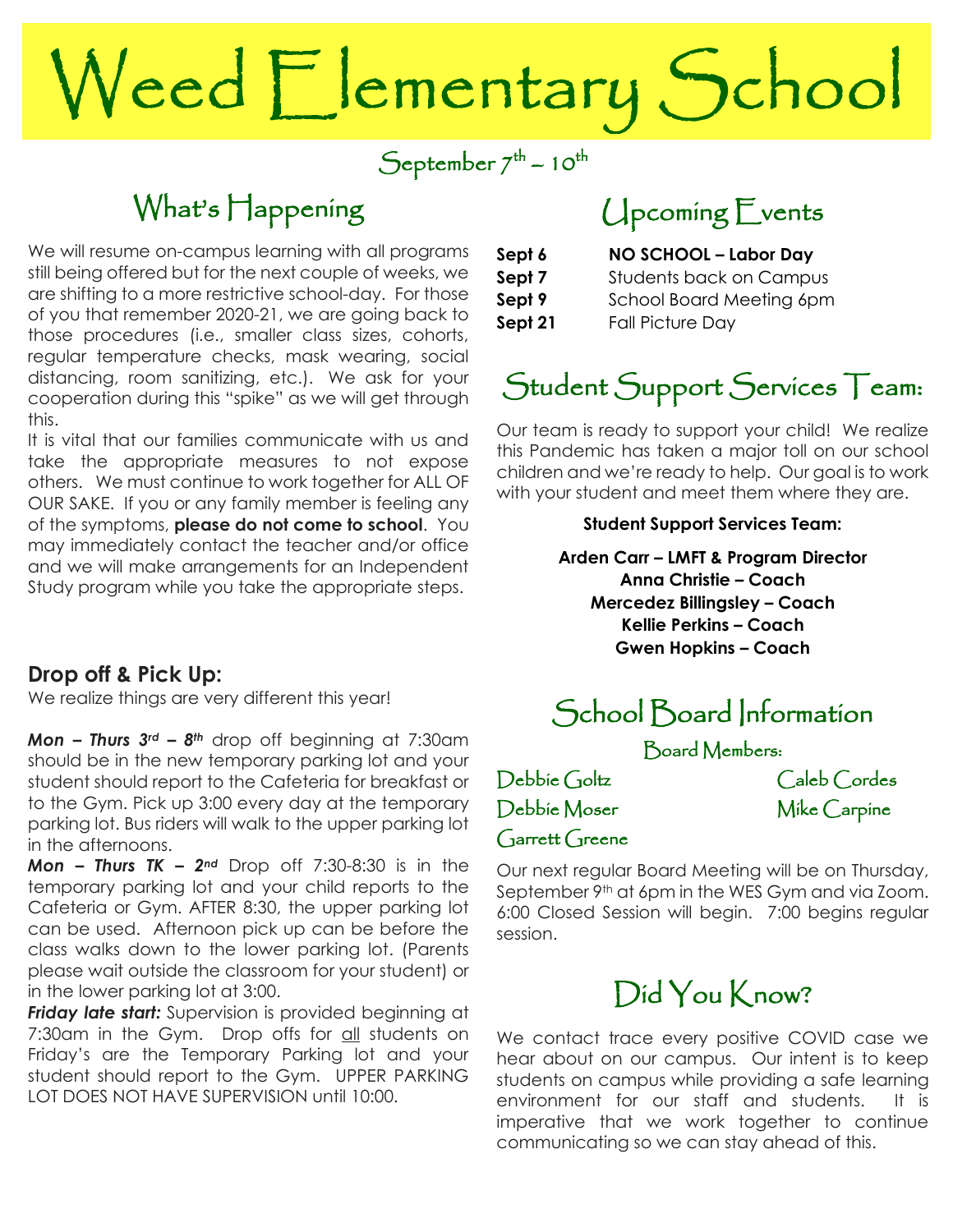# Weed Elementary School

## September 7th – 10th

## What's Happening

We will resume on-campus learning with all programs still being offered but for the next couple of weeks, we are shifting to a more restrictive school-day. For those of you that remember 2020-21, we are going back to those procedures (i.e., smaller class sizes, cohorts, regular temperature checks, mask wearing, social distancing, room sanitizing, etc.). We ask for your cooperation during this "spike" as we will get through this.

It is vital that our families communicate with us and take the appropriate measures to not expose others. We must continue to work together for ALL OF OUR SAKE. If you or any family member is feeling any of the symptoms, **please do not come to school**. You may immediately contact the teacher and/or office and we will make arrangements for an Independent Study program while you take the appropriate steps.

### Drop off & Pick Up:

We realize things are very different this year!

***Mon – Thurs 3rd – 8th*** drop off beginning at 7:30am should be in the new temporary parking lot and your student should report to the Cafeteria for breakfast or to the Gym. Pick up 3:00 every day at the temporary parking lot. Bus riders will walk to the upper parking lot in the afternoons.

***Mon – Thurs TK – 2nd*** Drop off 7:30-8:30 is in the temporary parking lot and your child reports to the Cafeteria or Gym. AFTER 8:30, the upper parking lot can be used. Afternoon pick up can be before the class walks down to the lower parking lot. (Parents please wait outside the classroom for your student) or in the lower parking lot at 3:00.

***Friday late start:*** Supervision is provided beginning at 7:30am in the Gym. Drop offs for all students on Friday's are the Temporary Parking lot and your student should report to the Gym. UPPER PARKING LOT DOES NOT HAVE SUPERVISION until 10:00.

## Upcoming Events

| | |
|---|---|
| **Sept 6** | **NO SCHOOL – Labor Day** |
| **Sept 7** | Students back on Campus |
| **Sept 9** | School Board Meeting 6pm |
| **Sept 21** | Fall Picture Day |

## Student Support Services Team:

Our team is ready to support your child! We realize this Pandemic has taken a major toll on our school children and we're ready to help. Our goal is to work with your student and meet them where they are.

**Student Support Services Team:**

**Arden Carr – LMFT & Program Director**
**Anna Christie – Coach**
**Mercedez Billingsley – Coach**
**Kellie Perkins – Coach**
**Gwen Hopkins – Coach**

## School Board Information

Board Members:

Debbie Goltz
Caleb Cordes
Debbie Moser
Mike Carpine
Garrett Greene

Our next regular Board Meeting will be on Thursday, September 9th at 6pm in the WES Gym and via Zoom. 6:00 Closed Session will begin. 7:00 begins regular session.

## Did You Know?

We contact trace every positive COVID case we hear about on our campus. Our intent is to keep students on campus while providing a safe learning environment for our staff and students. It is imperative that we work together to continue communicating so we can stay ahead of this.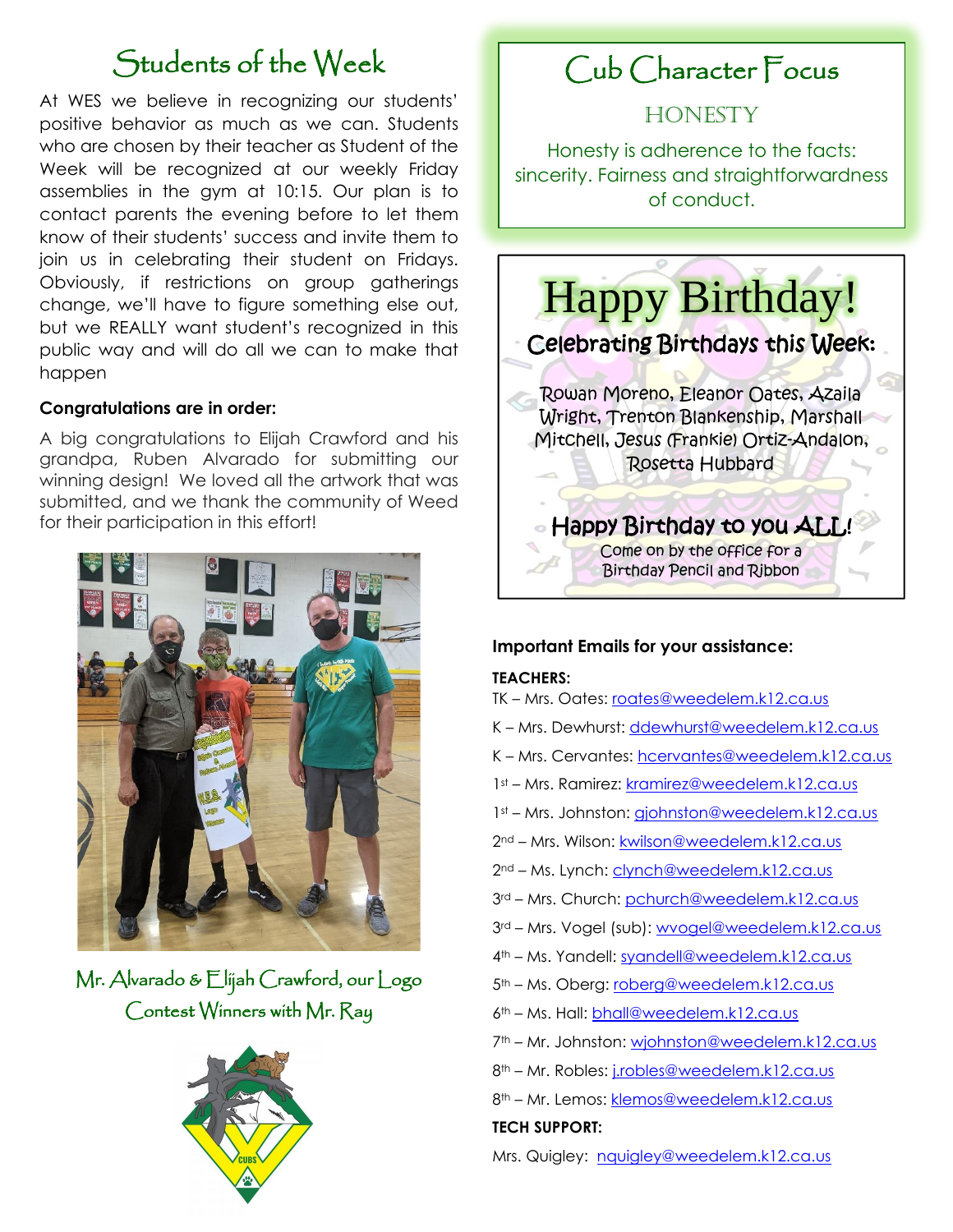# Students of the Week

At WES we believe in recognizing our students' positive behavior as much as we can. Students who are chosen by their teacher as Student of the Week will be recognized at our weekly Friday assemblies in the gym at 10:15. Our plan is to contact parents the evening before to let them know of their students' success and invite them to join us in celebrating their student on Fridays. Obviously, if restrictions on group gatherings change, we'll have to figure something else out, but we REALLY want student's recognized in this public way and will do all we can to make that happen

**Congratulations are in order:**

A big congratulations to Elijah Crawford and his grandpa, Ruben Alvarado for submitting our winning design! We loved all the artwork that was submitted, and we thank the community of Weed for their participation in this effort!

Mr. Alvarado & Elijah Crawford, our Logo Contest Winners with Mr. Ray

# Cub Character Focus

## HONESTY

Honesty is adherence to the facts: sincerity. Fairness and straightforwardness of conduct.

# Happy Birthday!

## Celebrating Birthdays this Week:

Rowan Moreno, Eleanor Oates, Azaila Wright, Trenton Blankenship, Marshall Mitchell, Jesus (Frankie) Ortiz-Andalon, Rosetta Hubbard

**Happy Birthday to you ALL!**

Come on by the office for a Birthday Pencil and Ribbon

**Important Emails for your assistance:**

**TEACHERS:**

TK – Mrs. Oates: roates@weedelem.k12.ca.us

K – Mrs. Dewhurst: ddewhurst@weedelem.k12.ca.us

K – Mrs. Cervantes: hcervantes@weedelem.k12.ca.us

1st – Mrs. Ramirez: kramirez@weedelem.k12.ca.us

1st – Mrs. Johnston: gjohnston@weedelem.k12.ca.us

2nd – Mrs. Wilson: kwilson@weedelem.k12.ca.us

2nd – Ms. Lynch: clynch@weedelem.k12.ca.us

3rd – Mrs. Church: pchurch@weedelem.k12.ca.us

3rd – Mrs. Vogel (sub): wvogel@weedelem.k12.ca.us

4th – Ms. Yandell: syandell@weedelem.k12.ca.us

5th – Ms. Oberg: roberg@weedelem.k12.ca.us

6th – Ms. Hall: bhall@weedelem.k12.ca.us

7th – Mr. Johnston: wjohnston@weedelem.k12.ca.us

8th – Mr. Robles: j.robles@weedelem.k12.ca.us

8th – Mr. Lemos: klemos@weedelem.k12.ca.us

**TECH SUPPORT:**

Mrs. Quigley: nquigley@weedelem.k12.ca.us